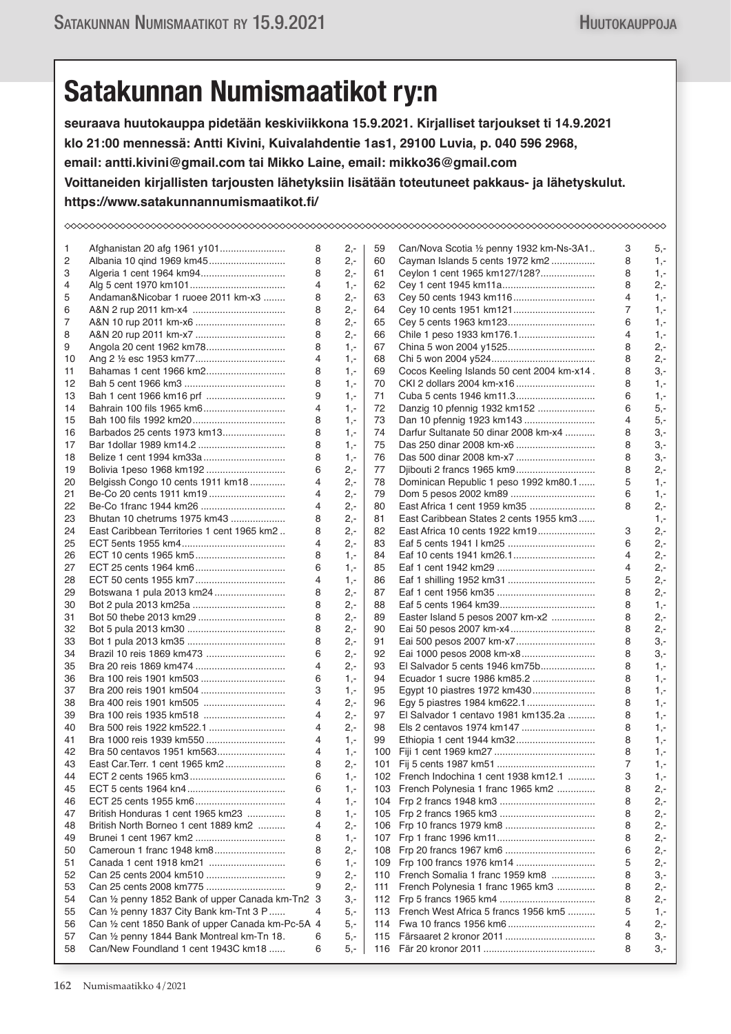# Satakunnan Numismaatikot ry:n

**seuraava huutokauppa pidetään keskiviikkona 15.9.2021. Kirjalliset tarjoukset ti 14.9.2021 klo 21:00 mennessä: Antti Kivini, Kuivalahdentie 1as1, 29100 Luvia, p. 040 596 2968, email: antti.kivini@gmail.com tai Mikko Laine, email: mikko36@gmail.com Voittaneiden kirjallisten tarjousten lähetyksiin lisätään toteutuneet pakkaus- ja lähetyskulut. https://www.satakunnannumismaatikot.fi/**

| Nro | Kohde | Kunto | Lähtöhinta |
|---|---|---|---|
| 1 | Afghanistan 20 afg 1961 y101 | 8 | 2,- |
| 2 | Albania 10 qind 1969 km45 | 8 | 2,- |
| 3 | Algeria 1 cent 1964 km94 | 8 | 2,- |
| 4 | Alg 5 cent 1970 km101 | 4 | 1,- |
| 5 | Andaman&Nicobar 1 ruoee 2011 km-x3 | 8 | 2,- |
| 6 | A&N 2 rup 2011 km-x4 | 8 | 2,- |
| 7 | A&N 10 rup 2011 km-x6 | 8 | 2,- |
| 8 | A&N 20 rup 2011 km-x7 | 8 | 2,- |
| 9 | Angola 20 cent 1962 km78 | 8 | 1,- |
| 10 | Ang 2 ½ esc 1953 km77 | 4 | 1,- |
| 11 | Bahamas 1 cent 1966 km2 | 8 | 1,- |
| 12 | Bah 5 cent 1966 km3 | 8 | 1,- |
| 13 | Bah 1 cent 1966 km16 prf | 9 | 1,- |
| 14 | Bahrain 100 fils 1965 km6 | 4 | 1,- |
| 15 | Bah 100 fils 1992 km20 | 8 | 1,- |
| 16 | Barbados 25 cents 1973 km13 | 8 | 1,- |
| 17 | Bar 1dollar 1989 km14.2 | 8 | 1,- |
| 18 | Belize 1 cent 1994 km33a | 8 | 1,- |
| 19 | Bolivia 1peso 1968 km192 | 6 | 2,- |
| 20 | Belgissh Congo 10 cents 1911 km18 | 4 | 2,- |
| 21 | Be-Co 20 cents 1911 km19 | 4 | 2,- |
| 22 | Be-Co 1franc 1944 km26 | 4 | 2,- |
| 23 | Bhutan 10 chetrums 1975 km43 | 8 | 2,- |
| 24 | East Caribbean Territories 1 cent 1965 km2 | 8 | 2,- |
| 25 | ECT 5ents 1955 km4 | 4 | 2,- |
| 26 | ECT 10 cents 1965 km5 | 8 | 1,- |
| 27 | ECT 25 cents 1964 km6 | 6 | 1,- |
| 28 | ECT 50 cents 1955 km7 | 4 | 1,- |
| 29 | Botswana 1 pula 2013 km24 | 8 | 2,- |
| 30 | Bot 2 pula 2013 km25a | 8 | 2,- |
| 31 | Bot 50 thebe 2013 km29 | 8 | 2,- |
| 32 | Bot 5 pula 2013 km30 | 8 | 2,- |
| 33 | Bot 1 pula 2013 km35 | 8 | 2,- |
| 34 | Brazil 10 reis 1869 km473 | 6 | 2,- |
| 35 | Bra 20 reis 1869 km474 | 4 | 2,- |
| 36 | Bra 100 reis 1901 km503 | 6 | 1,- |
| 37 | Bra 200 reis 1901 km504 | 3 | 1,- |
| 38 | Bra 400 reis 1901 km505 | 4 | 2,- |
| 39 | Bra 100 reis 1935 km518 | 4 | 2,- |
| 40 | Bra 500 reis 1922 km522.1 | 4 | 2,- |
| 41 | Bra 1000 reis 1939 km550 | 4 | 1,- |
| 42 | Bra 50 centavos 1951 km563 | 4 | 1,- |
| 43 | East Car.Terr. 1 cent 1965 km2 | 8 | 2,- |
| 44 | ECT 2 cents 1965 km3 | 6 | 1,- |
| 45 | ECT 5 cents 1964 kn4 | 6 | 1,- |
| 46 | ECT 25 cents 1955 km6 | 4 | 1,- |
| 47 | British Honduras 1 cent 1965 km23 | 8 | 1,- |
| 48 | British North Borneo 1 cent 1889 km2 | 4 | 2,- |
| 49 | Brunei 1 cent 1967 km2 | 8 | 1,- |
| 50 | Cameroun 1 franc 1948 km8 | 8 | 2,- |
| 51 | Canada 1 cent 1918 km21 | 6 | 1,- |
| 52 | Can 25 cents 2004 km510 | 9 | 2,- |
| 53 | Can 25 cents 2008 km775 | 9 | 2,- |
| 54 | Can ½ penny 1852 Bank of upper Canada km-Tn2 | 3 | 3,- |
| 55 | Can ½ penny 1837 City Bank km-Tnt 3 P | 4 | 5,- |
| 56 | Can ½ cent 1850 Bank of upper Canada km-Pc-5A | 4 | 5,- |
| 57 | Can ½ penny 1844 Bank Montreal km-Tn 18. | 6 | 5,- |
| 58 | Can/New Foundland 1 cent 1943C km18 | 6 | 5,- |
| 59 | Can/Nova Scotia ½ penny 1932 km-Ns-3A1 | 3 | 5,- |
| 60 | Cayman Islands 5 cents 1972 km2 | 8 | 1,- |
| 61 | Ceylon 1 cent 1965 km127/128? | 8 | 1,- |
| 62 | Cey 1 cent 1945 km11a | 8 | 2,- |
| 63 | Cey 50 cents 1943 km116 | 4 | 1,- |
| 64 | Cey 10 cents 1951 km121 | 7 | 1,- |
| 65 | Cey 5 cents 1963 km123 | 6 | 1,- |
| 66 | Chile 1 peso 1933 km176.1 | 4 | 1,- |
| 67 | China 5 won 2004 y1525 | 8 | 2,- |
| 68 | Chi 5 won 2004 y524 | 8 | 2,- |
| 69 | Cocos Keeling Islands 50 cent 2004 km-x14 | 8 | 3,- |
| 70 | CKI 2 dollars 2004 km-x16 | 8 | 1,- |
| 71 | Cuba 5 cents 1946 km11.3 | 6 | 1,- |
| 72 | Danzig 10 pfennig 1932 km152 | 6 | 5,- |
| 73 | Dan 10 pfennig 1923 km143 | 4 | 5,- |
| 74 | Darfur Sultanate 50 dinar 2008 km-x4 | 8 | 3,- |
| 75 | Das 250 dinar 2008 km-x6 | 8 | 3,- |
| 76 | Das 500 dinar 2008 km-x7 | 8 | 3,- |
| 77 | Djibouti 2 francs 1965 km9 | 8 | 2,- |
| 78 | Dominican Republic 1 peso 1992 km80.1 | 5 | 1,- |
| 79 | Dom 5 pesos 2002 km89 | 6 | 1,- |
| 80 | East Africa 1 cent 1959 km35 | 8 | 2,- |
| 81 | East Caribbean States 2 cents 1955 km3 | | 1,- |
| 82 | East Africa 10 cents 1922 km19 | 3 | 2,- |
| 83 | Eaf 5 cents 1941 l km25 | 6 | 2,- |
| 84 | Eaf 10 cents 1941 km26.1 | 4 | 2,- |
| 85 | Eaf 1 cent 1942 km29 | 4 | 2,- |
| 86 | Eaf 1 shilling 1952 km31 | 5 | 2,- |
| 87 | Eaf 1 cent 1956 km35 | 8 | 2,- |
| 88 | Eaf 5 cents 1964 km39 | 8 | 1,- |
| 89 | Easter Island 5 pesos 2007 km-x2 | 8 | 2,- |
| 90 | Eai 50 pesos 2007 km-x4 | 8 | 2,- |
| 91 | Eai 500 pesos 2007 km-x7 | 8 | 3,- |
| 92 | Eai 1000 pesos 2008 km-x8 | 8 | 3,- |
| 93 | El Salvador 5 cents 1946 km75b | 8 | 1,- |
| 94 | Ecuador 1 sucre 1986 km85.2 | 8 | 1,- |
| 95 | Egypt 10 piastres 1972 km430 | 8 | 1,- |
| 96 | Egy 5 piastres 1984 km622.1 | 8 | 1,- |
| 97 | El Salvador 1 centavo 1981 km135.2a | 8 | 1,- |
| 98 | Els 2 centavos 1974 km147 | 8 | 1,- |
| 99 | Ethiopia 1 cent 1944 km32 | 8 | 1,- |
| 100 | Fiji 1 cent 1969 km27 | 8 | 1,- |
| 101 | Fij 5 cents 1987 km51 | 7 | 1,- |
| 102 | French Indochina 1 cent 1938 km12.1 | 3 | 1,- |
| 103 | French Polynesia 1 franc 1965 km2 | 8 | 2,- |
| 104 | Frp 2 francs 1948 km3 | 8 | 2,- |
| 105 | Frp 2 francs 1965 km3 | 8 | 2,- |
| 106 | Frp 10 francs 1979 km8 | 8 | 2,- |
| 107 | Frp 1 franc 1996 km11 | 8 | 2,- |
| 108 | Frp 20 francs 1967 km6 | 6 | 2,- |
| 109 | Frp 100 francs 1976 km14 | 5 | 2,- |
| 110 | French Somalia 1 franc 1959 km8 | 8 | 3,- |
| 111 | French Polynesia 1 franc 1965 km3 | 8 | 2,- |
| 112 | Frp 5 francs 1965 km4 | 8 | 2,- |
| 113 | French West Africa 5 francs 1956 km5 | 5 | 1,- |
| 114 | Fwa 10 francs 1956 km6 | 4 | 2,- |
| 115 | Färsaaret 2 kronor 2011 | 8 | 3,- |
| 116 | Fär 20 kronor 2011 | 8 | 3,- |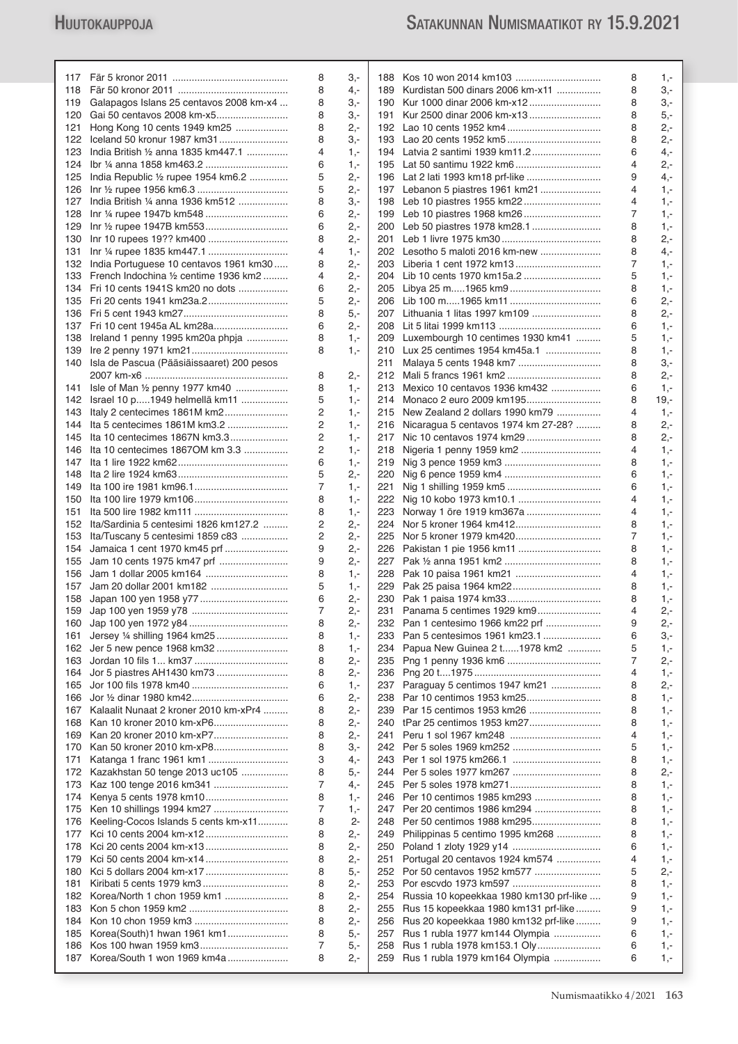| # | Item | Grade | Price |
|---|---|---|---|
| 117 | Fär 5 kronor 2011 | 8 | 3,- |
| 118 | Fär 50 kronor 2011 | 8 | 4,- |
| 119 | Galapagos Islans 25 centavos 2008 km-x4 | 8 | 3,- |
| 120 | Gai 50 centavos 2008 km-x5 | 8 | 3,- |
| 121 | Hong Kong 10 cents 1949 km25 | 8 | 2,- |
| 122 | Iceland 50 kronur 1987 km31 | 8 | 3,- |
| 123 | India British ½ anna 1835 km447.1 | 4 | 1,- |
| 124 | Ibr ¼ anna 1858 km463.2 | 6 | 1,- |
| 125 | India Republic ½ rupee 1954 km6.2 | 5 | 2,- |
| 126 | Inr ½ rupee 1956 km6.3 | 5 | 2,- |
| 127 | India British ¼ anna 1936 km512 | 8 | 3,- |
| 128 | Inr ¼ rupee 1947b km548 | 6 | 2,- |
| 129 | Inr ½ rupee 1947B km553 | 6 | 2,- |
| 130 | Inr 10 rupees 19?? km400 | 8 | 2,- |
| 131 | Inr ¼ rupee 1835 km447.1 | 4 | 1,- |
| 132 | India Portuguese 10 centavos 1961 km30 | 8 | 2,- |
| 133 | French Indochina ½ centime 1936 km2 | 4 | 2,- |
| 134 | Fri 10 cents 1941S km20 no dots | 6 | 2,- |
| 135 | Fri 20 cents 1941 km23a.2 | 5 | 2,- |
| 136 | Fri 5 cent 1943 km27 | 8 | 5,- |
| 137 | Fri 10 cent 1945a AL km28a | 6 | 2,- |
| 138 | Ireland 1 penny 1995 km20a phpja | 8 | 1,- |
| 139 | Ire 2 penny 1971 km21 | 8 | 1,- |
| 140 | Isla de Pascua (Pääsiäissaaret) 200 pesos 2007 km-x6 | 8 | 2,- |
| 141 | Isle of Man ½ penny 1977 km40 | 8 | 1,- |
| 142 | Israel 10 p.....1949 helmellä km11 | 5 | 1,- |
| 143 | Italy 2 centecimes 1861M km2 | 2 | 1,- |
| 144 | Ita 5 centecimes 1861M km3.2 | 2 | 1,- |
| 145 | Ita 10 centecimes 1867N km3.3 | 2 | 1,- |
| 146 | Ita 10 centecimes 1867OM km 3.3 | 2 | 1,- |
| 147 | Ita 1 lire 1922 km62 | 6 | 1,- |
| 148 | Ita 2 lire 1924 km63 | 5 | 2,- |
| 149 | Ita 100 ire 1981 km96.1 | 7 | 1,- |
| 150 | Ita 100 lire 1979 km106 | 8 | 1,- |
| 151 | Ita 500 lire 1982 km111 | 8 | 1,- |
| 152 | Ita/Sardinia 5 centesimi 1826 km127.2 | 2 | 2,- |
| 153 | Ita/Tuscany 5 centesimi 1859 c83 | 2 | 2,- |
| 154 | Jamaica 1 cent 1970 km45 prf | 9 | 2,- |
| 155 | Jam 10 cents 1975 km47 prf | 9 | 2,- |
| 156 | Jam 1 dollar 2005 km164 | 8 | 1,- |
| 157 | Jam 20 dollar 2001 km182 | 5 | 1,- |
| 158 | Japan 100 yen 1958 y77 | 6 | 2,- |
| 159 | Jap 100 yen 1959 y78 | 7 | 2,- |
| 160 | Jap 100 yen 1972 y84 | 8 | 2,- |
| 161 | Jersey ¼ shilling 1964 km25 | 8 | 1,- |
| 162 | Jer 5 new pence 1968 km32 | 8 | 1,- |
| 163 | Jordan 10 fils 1... km37 | 8 | 2,- |
| 164 | Jor 5 piastres AH1430 km73 | 8 | 2,- |
| 165 | Jor 100 fils 1978 km40 | 6 | 1,- |
| 166 | Jor ½ dinar 1980 km42 | 6 | 2,- |
| 167 | Kalaalit Nunaat 2 kroner 2010 km-xPr4 | 8 | 2,- |
| 168 | Kan 10 kroner 2010 km-xP6 | 8 | 2,- |
| 169 | Kan 20 kroner 2010 km-xP7 | 8 | 2,- |
| 170 | Kan 50 kroner 2010 km-xP8 | 8 | 3,- |
| 171 | Katanga 1 franc 1961 km1 | 3 | 4,- |
| 172 | Kazakhstan 50 tenge 2013 uc105 | 8 | 5,- |
| 173 | Kaz 100 tenge 2016 km341 | 7 | 4,- |
| 174 | Kenya 5 cents 1978 km10 | 8 | 1,- |
| 175 | Ken 10 shillings 1994 km27 | 7 | 1,- |
| 176 | Keeling-Cocos Islands 5 cents km-x11 | 8 | 2- |
| 177 | Kci 10 cents 2004 km-x12 | 8 | 2,- |
| 178 | Kci 20 cents 2004 km-x13 | 8 | 2,- |
| 179 | Kci 50 cents 2004 km-x14 | 8 | 2,- |
| 180 | Kci 5 dollars 2004 km-x17 | 8 | 5,- |
| 181 | Kiribati 5 cents 1979 km3 | 8 | 2,- |
| 182 | Korea/North 1 chon 1959 km1 | 8 | 2,- |
| 183 | Kon 5 chon 1959 km2 | 8 | 2,- |
| 184 | Kon 10 chon 1959 km3 | 8 | 2,- |
| 185 | Korea(South)1 hwan 1961 km1 | 8 | 5,- |
| 186 | Kos 100 hwan 1959 km3 | 7 | 5,- |
| 187 | Korea/South 1 won 1969 km4a | 8 | 2,- |
| 188 | Kos 10 won 2014 km103 | 8 | 1,- |
| 189 | Kurdistan 500 dinars 2006 km-x11 | 8 | 3,- |
| 190 | Kur 1000 dinar 2006 km-x12 | 8 | 3,- |
| 191 | Kur 2500 dinar 2006 km-x13 | 8 | 5,- |
| 192 | Lao 10 cents 1952 km4 | 8 | 2,- |
| 193 | Lao 20 cents 1952 km5 | 8 | 2,- |
| 194 | Latvia 2 santimi 1939 km11.2 | 6 | 4,- |
| 195 | Lat 50 santimu 1922 km6 | 4 | 2,- |
| 196 | Lat 2 lati 1993 km18 prf-like | 9 | 4,- |
| 197 | Lebanon 5 piastres 1961 km21 | 4 | 1,- |
| 198 | Leb 10 piastres 1955 km22 | 4 | 1,- |
| 199 | Leb 10 piastres 1968 km26 | 7 | 1,- |
| 200 | Leb 50 piastres 1978 km28.1 | 8 | 1,- |
| 201 | Leb 1 livre 1975 km30 | 8 | 2,- |
| 202 | Lesotho 5 maloti 2016 km-new | 8 | 4,- |
| 203 | Liberia 1 cent 1972 km13 | 7 | 1,- |
| 204 | Lib 10 cents 1970 km15a.2 | 5 | 1,- |
| 205 | Libya 25 m.....1965 km9 | 8 | 1,- |
| 206 | Lib 100 m.....1965 km11 | 6 | 2,- |
| 207 | Lithuania 1 litas 1997 km109 | 8 | 2,- |
| 208 | Lit 5 litai 1999 km113 | 6 | 1,- |
| 209 | Luxembourgh 10 centimes 1930 km41 | 5 | 1,- |
| 210 | Lux 25 centimes 1954 km45a.1 | 8 | 1,- |
| 211 | Malaya 5 cents 1948 km7 | 8 | 3,- |
| 212 | Mali 5 francs 1961 km2 | 8 | 2,- |
| 213 | Mexico 10 centavos 1936 km432 | 6 | 1,- |
| 214 | Monaco 2 euro 2009 km195 | 8 | 19,- |
| 215 | New Zealand 2 dollars 1990 km79 | 4 | 1,- |
| 216 | Nicaragua 5 centavos 1974 km 27-28? | 8 | 2,- |
| 217 | Nic 10 centavos 1974 km29 | 8 | 2,- |
| 218 | Nigeria 1 penny 1959 km2 | 4 | 1,- |
| 219 | Nig 3 pence 1959 km3 | 8 | 1,- |
| 220 | Nig 6 pence 1959 km4 | 6 | 1,- |
| 221 | Nig 1 shilling 1959 km5 | 6 | 1,- |
| 222 | Nig 10 kobo 1973 km10.1 | 4 | 1,- |
| 223 | Norway 1 öre 1919 km367a | 4 | 1,- |
| 224 | Nor 5 kroner 1964 km412 | 8 | 1,- |
| 225 | Nor 5 kroner 1979 km420 | 7 | 1,- |
| 226 | Pakistan 1 pie 1956 km11 | 8 | 1,- |
| 227 | Pak ½ anna 1951 km2 | 8 | 1,- |
| 228 | Pak 10 paisa 1961 km21 | 4 | 1,- |
| 229 | Pak 25 paisa 1964 km22 | 8 | 1,- |
| 230 | Pak 1 paisa 1974 km33 | 8 | 1,- |
| 231 | Panama 5 centimes 1929 km9 | 4 | 2,- |
| 232 | Pan 1 centesimo 1966 km22 prf | 9 | 2,- |
| 233 | Pan 5 centesimos 1961 km23.1 | 6 | 3,- |
| 234 | Papua New Guinea 2 t......1978 km2 | 5 | 1,- |
| 235 | Png 1 penny 1936 km6 | 7 | 2,- |
| 236 | Png 20 t....1975 | 4 | 1,- |
| 237 | Paraguay 5 centimos 1947 km21 | 8 | 2,- |
| 238 | Par 10 centimos 1953 km25 | 8 | 1,- |
| 239 | Par 15 centimos 1953 km26 | 8 | 1,- |
| 240 | tPar 25 centimos 1953 km27 | 8 | 1,- |
| 241 | Peru 1 sol 1967 km248 | 4 | 1,- |
| 242 | Per 5 soles 1969 km252 | 5 | 1,- |
| 243 | Per 1 sol 1975 km266.1 | 8 | 1,- |
| 244 | Per 5 soles 1977 km267 | 8 | 2,- |
| 245 | Per 5 soles 1978 km271 | 8 | 1,- |
| 246 | Per 10 centimos 1985 km293 | 8 | 1,- |
| 247 | Per 20 centimos 1986 km294 | 8 | 1,- |
| 248 | Per 50 centimos 1988 km295 | 8 | 1,- |
| 249 | Philippinas 5 centimo 1995 km268 | 8 | 1,- |
| 250 | Poland 1 zloty 1929 y14 | 6 | 1,- |
| 251 | Portugal 20 centavos 1924 km574 | 4 | 1,- |
| 252 | Por 50 centavos 1952 km577 | 5 | 2,- |
| 253 | Por escvdo 1973 km597 | 8 | 1,- |
| 254 | Russia 10 kopeekkaa 1980 km130 prf-like | 9 | 1,- |
| 255 | Rus 15 kopeekkaa 1980 km131 prf-like | 9 | 1,- |
| 256 | Rus 20 kopeekkaa 1980 km132 prf-like | 9 | 1,- |
| 257 | Rus 1 rubla 1977 km144 Olympia | 6 | 1,- |
| 258 | Rus 1 rubla 1978 km153.1 Oly | 6 | 1,- |
| 259 | Rus 1 rubla 1979 km164 Olympia | 6 | 1,- |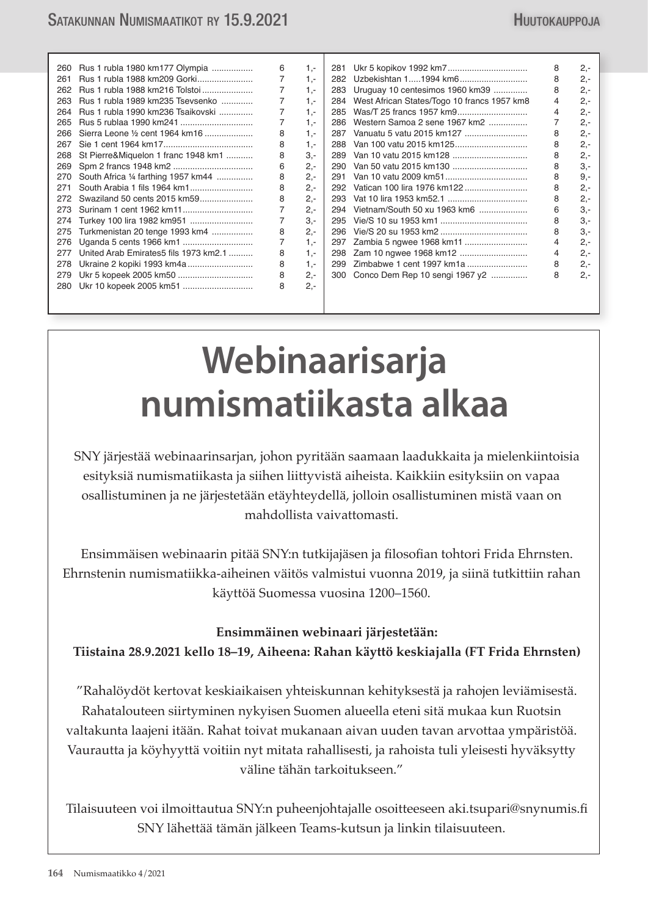| | | | |
|---|---|---|---|
| 260 | Rus 1 rubla 1980 km177 Olympia | 6 | 1,- |
| 261 | Rus 1 rubla 1988 km209 Gorki | 7 | 1,- |
| 262 | Rus 1 rubla 1988 km216 Tolstoi | 7 | 1,- |
| 263 | Rus 1 rubla 1989 km235 Tsevsenko | 7 | 1,- |
| 264 | Rus 1 rubla 1990 km236 Tsaikovski | 7 | 1,- |
| 265 | Rus 5 rublaa 1990 km241 | 7 | 1,- |
| 266 | Sierra Leone ½ cent 1964 km16 | 8 | 1,- |
| 267 | Sie 1 cent 1964 km17 | 8 | 1,- |
| 268 | St Pierre&Miquelon 1 franc 1948 km1 | 8 | 3,- |
| 269 | Spm 2 francs 1948 km2 | 6 | 2,- |
| 270 | South Africa ¼ farthing 1957 km44 | 8 | 2,- |
| 271 | South Arabia 1 fils 1964 km1 | 8 | 2,- |
| 272 | Swaziland 50 cents 2015 km59 | 8 | 2,- |
| 273 | Surinam 1 cent 1962 km11 | 7 | 2,- |
| 274 | Turkey 100 lira 1982 km951 | 7 | 3,- |
| 275 | Turkmenistan 20 tenge 1993 km4 | 8 | 2,- |
| 276 | Uganda 5 cents 1966 km1 | 7 | 1,- |
| 277 | United Arab Emirates5 fils 1973 km2.1 | 8 | 1,- |
| 278 | Ukraine 2 kopiki 1993 km4a | 8 | 1,- |
| 279 | Ukr 5 kopeek 2005 km50 | 8 | 2,- |
| 280 | Ukr 10 kopeek 2005 km51 | 8 | 2,- |
| 281 | Ukr 5 kopikov 1992 km7 | 8 | 2,- |
| 282 | Uzbekishtan 1.....1994 km6 | 8 | 2,- |
| 283 | Uruguay 10 centesimos 1960 km39 | 8 | 2,- |
| 284 | West African States/Togo 10 francs 1957 km8 | 4 | 2,- |
| 285 | Was/T 25 francs 1957 km9 | 4 | 2,- |
| 286 | Western Samoa 2 sene 1967 km2 | 7 | 2,- |
| 287 | Vanuatu 5 vatu 2015 km127 | 8 | 2,- |
| 288 | Van 100 vatu 2015 km125 | 8 | 2,- |
| 289 | Van 10 vatu 2015 km128 | 8 | 2,- |
| 290 | Van 50 vatu 2015 km130 | 8 | 3,- |
| 291 | Van 10 vatu 2009 km51 | 8 | 9,- |
| 292 | Vatican 100 lira 1976 km122 | 8 | 2,- |
| 293 | Vat 10 lira 1953 km52.1 | 8 | 2,- |
| 294 | Vietnam/South 50 xu 1963 km6 | 6 | 3,- |
| 295 | Vie/S 10 su 1953 km1 | 8 | 3,- |
| 296 | Vie/S 20 su 1953 km2 | 8 | 3,- |
| 297 | Zambia 5 ngwee 1968 km11 | 4 | 2,- |
| 298 | Zam 10 ngwee 1968 km12 | 4 | 2,- |
| 299 | Zimbabwe 1 cent 1997 km1a | 8 | 2,- |
| 300 | Conco Dem Rep 10 sengi 1967 y2 | 8 | 2,- |

# Webinaarisarja numismatiikasta alkaa

SNY järjestää webinaarinsarjan, johon pyritään saamaan laadukkaita ja mielenkiintoisia esityksiä numismatiikasta ja siihen liittyvistä aiheista. Kaikkiin esityksiin on vapaa osallistuminen ja ne järjestetään etäyhteydellä, jolloin osallistuminen mistä vaan on mahdollista vaivattomasti.

Ensimmäisen webinaarin pitää SNY:n tutkijajäsen ja filosofian tohtori Frida Ehrnsten. Ehrnstenin numismatiikka-aiheinen väitös valmistui vuonna 2019, ja siinä tutkittiin rahan käyttöä Suomessa vuosina 1200–1560.

**Ensimmäinen webinaari järjestetään:**
**Tiistaina 28.9.2021 kello 18–19, Aiheena: Rahan käyttö keskiajalla (FT Frida Ehrnsten)**

”Rahalöydöt kertovat keskiaikaisen yhteiskunnan kehityksestä ja rahojen leviämisestä. Rahatalouteen siirtyminen nykyisen Suomen alueella eteni sitä mukaa kun Ruotsin valtakunta laajeni itään. Rahat toivat mukanaan aivan uuden tavan arvottaa ympäristöä. Vaurautta ja köyhyyttä voitiin nyt mitata rahallisesti, ja rahoista tuli yleisesti hyväksytty väline tähän tarkoitukseen.”

Tilaisuuteen voi ilmoittautua SNY:n puheenjohtajalle osoitteeseen aki.tsupari@snynumis.fi SNY lähettää tämän jälkeen Teams-kutsun ja linkin tilaisuuteen.